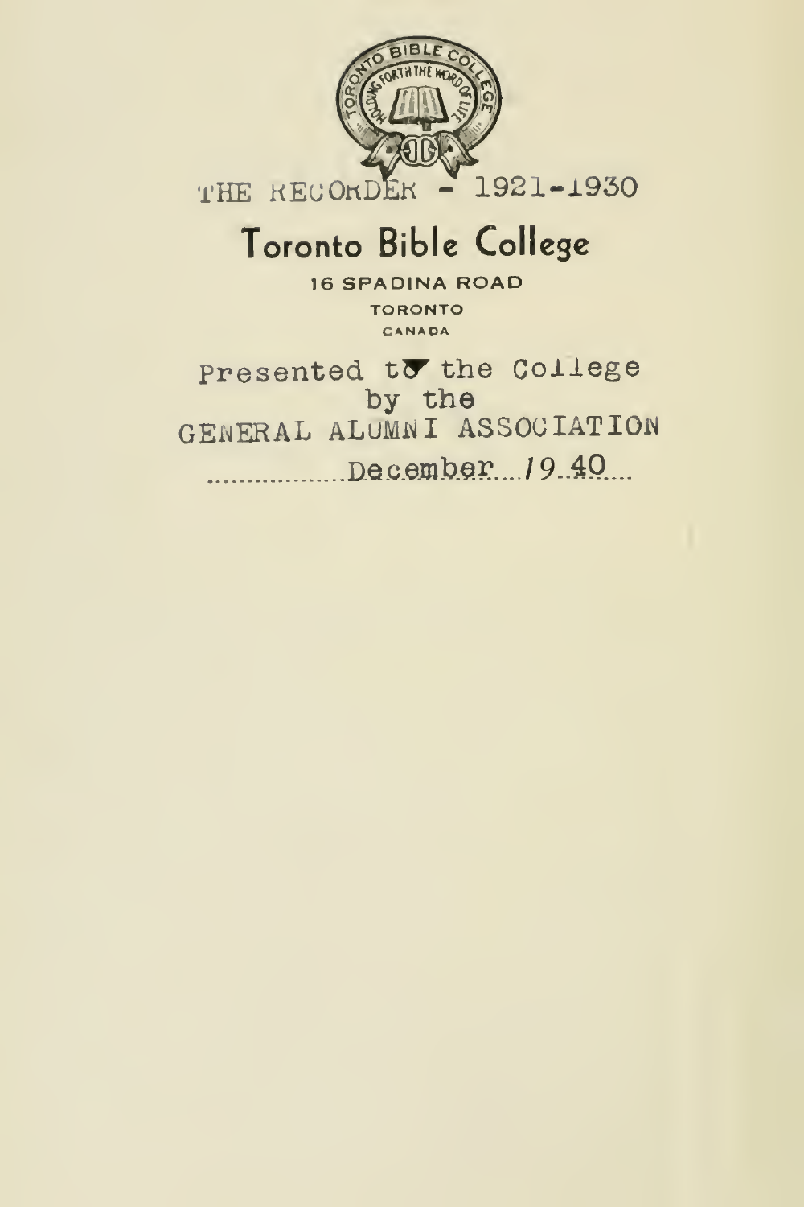THE RECORDER - 1921-1930

# Toronto Bible College

16 SPADINA ROAD

TORONTO

CANADA

Presented to the College
by the
GENERAL ALUMNI ASSOCIATION

December 1940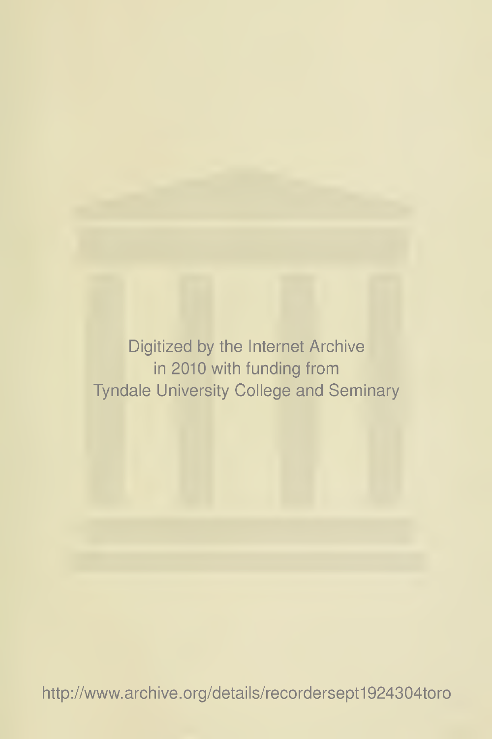Digitized by the Internet Archive
in 2010 with funding from
Tyndale University College and Seminary

http://www.archive.org/details/recordersept1924304toro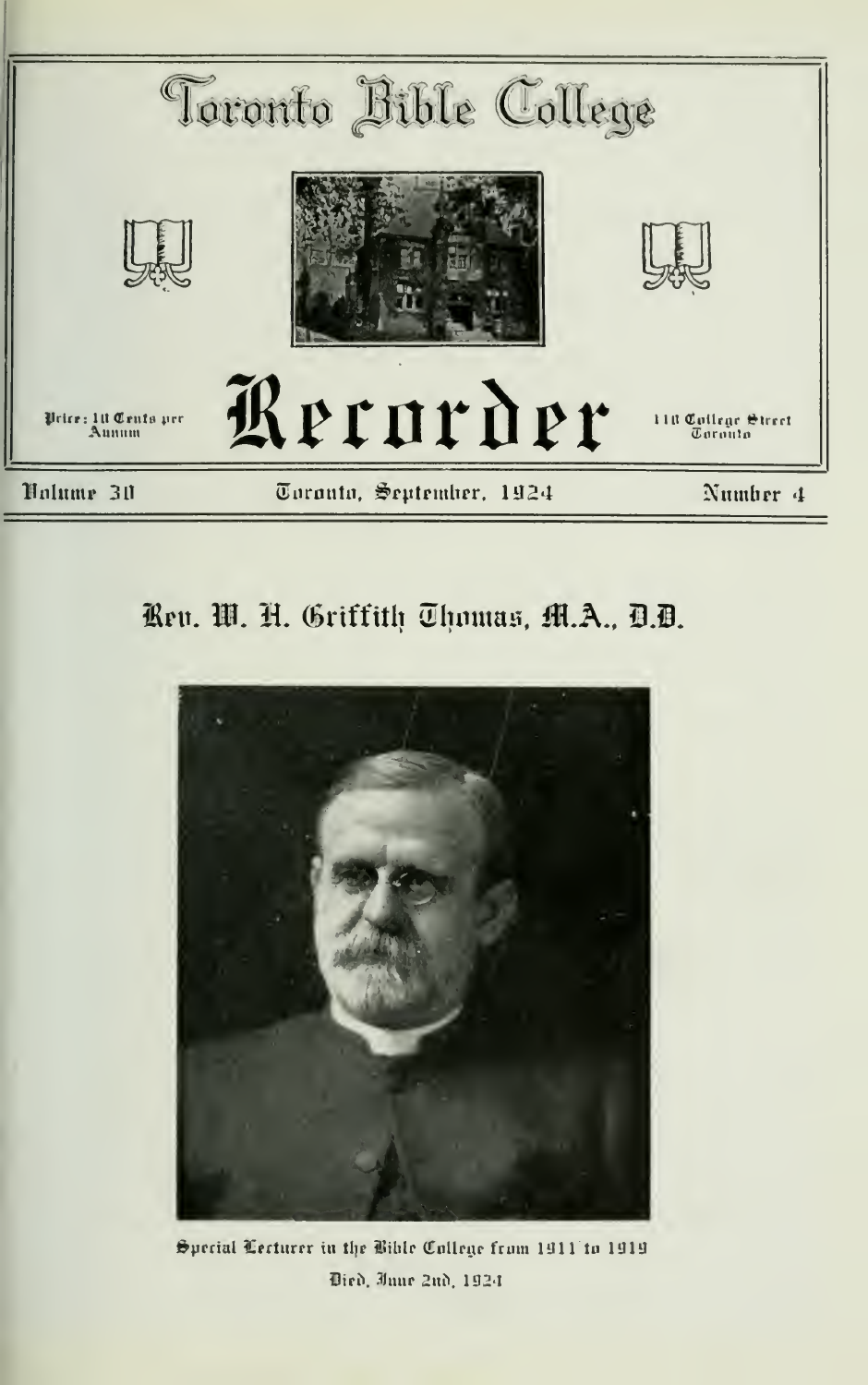# Toronto Bible College

# Recorder

Price: 10 Cents per Annum

118 College Street Toronto

Volume 30 — Toronto, September, 1924 — Number 4

## Rev. W. H. Griffith Thomas, M.A., D.D.

Special Lecturer in the Bible College from 1911 to 1919

Died, June 2nd, 1924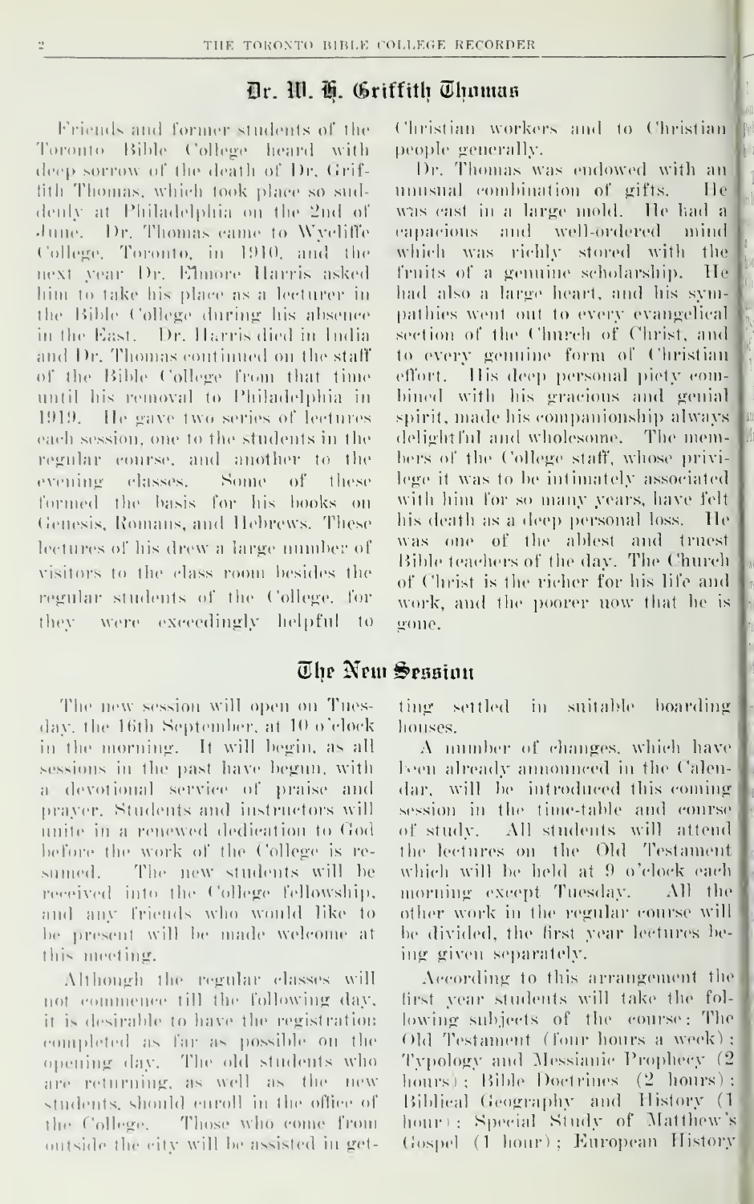## Dr. W. H. Griffith Thomas

Friends and former students of the Toronto Bible College heard with deep sorrow of the death of Dr. Griffith Thomas, which took place so suddenly at Philadelphia on the 2nd of June. Dr. Thomas came to Wycliffe College, Toronto, in 1910, and the next year Dr. Elmore Harris asked him to take his place as a lecturer in the Bible College during his absence in the East. Dr. Harris died in India and Dr. Thomas continued on the staff of the Bible College from that time until his removal to Philadelphia in 1919. He gave two series of lectures each session, one to the students in the regular course, and another to the evening classes. Some of these formed the basis for his books on Genesis, Romans, and Hebrews. These lectures of his drew a large number of visitors to the class room besides the regular students of the College, for they were exceedingly helpful to Christian workers and to Christian people generally.

Dr. Thomas was endowed with an unusual combination of gifts. He was cast in a large mold. He had a capacious and well-ordered mind which was richly stored with the fruits of a genuine scholarship. He had also a large heart, and his sympathies went out to every evangelical section of the Church of Christ, and to every genuine form of Christian effort. His deep personal piety combined with his gracious and genial spirit, made his companionship always delightful and wholesome. The members of the College staff, whose privilege it was to be intimately associated with him for so many years, have felt his death as a deep personal loss. He was one of the ablest and truest Bible teachers of the day. The Church of Christ is the richer for his life and work, and the poorer now that he is gone.

## The New Session

The new session will open on Tuesday, the 16th September, at 10 o'clock in the morning. It will begin, as all sessions in the past have begun, with a devotional service of praise and prayer. Students and instructors will unite in a renewed dedication to God before the work of the College is resumed. The new students will be received into the College fellowship, and any friends who would like to be present will be made welcome at this meeting.

Although the regular classes will not commence till the following day, it is desirable to have the registration completed as far as possible on the opening day. The old students who are returning, as well as the new students, should enroll in the office of the College. Those who come from outside the city will be assisted in getting settled in suitable boarding houses.

A number of changes, which have been already announced in the Calendar, will be introduced this coming session in the time-table and course of study. All students will attend the lectures on the Old Testament which will be held at 9 o'clock each morning except Tuesday. All the other work in the regular course will be divided, the first year lectures being given separately.

According to this arrangement the first year students will take the following subjects of the course: The Old Testament (four hours a week); Typology and Messianic Prophecy (2 hours); Bible Doctrines (2 hours); Biblical Geography and History (1 hour); Special Study of Matthew's Gospel (1 hour); European History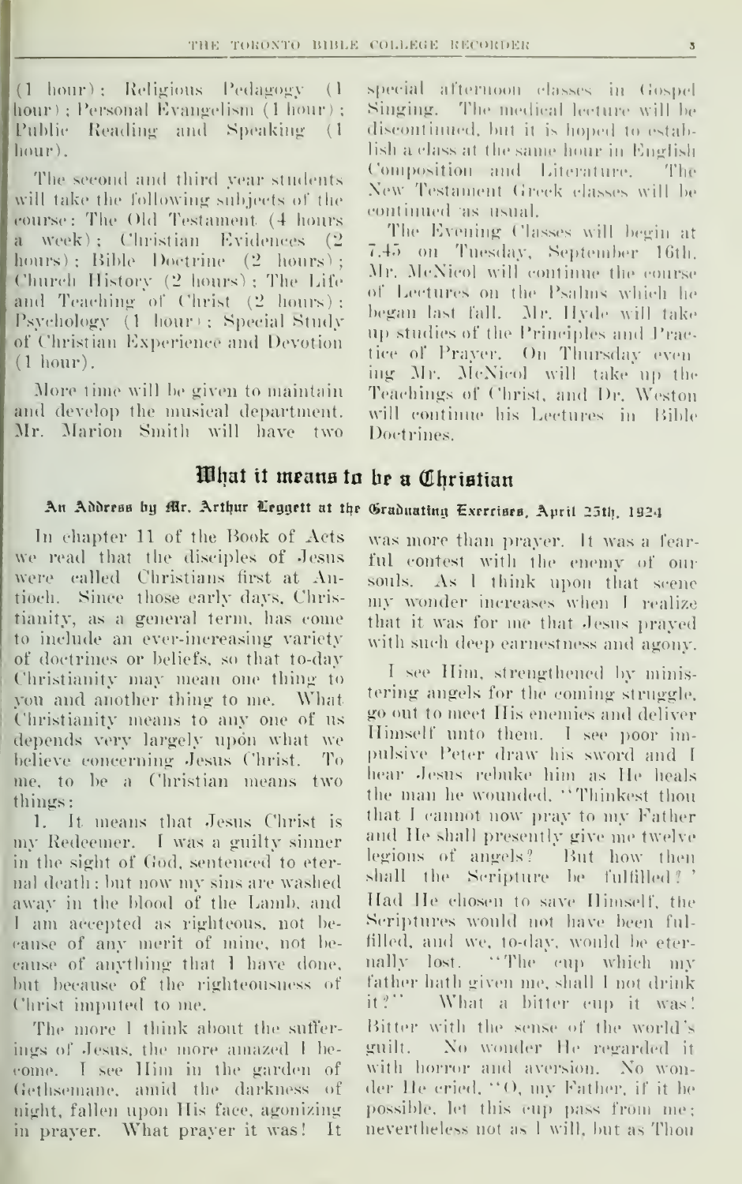(1 hour); Religious Pedagogy (1 hour); Personal Evangelism (1 hour); Public Reading and Speaking (1 hour).

The second and third year students will take the following subjects of the course: The Old Testament (4 hours a week); Christian Evidences (2 hours); Bible Doctrine (2 hours); Church History (2 hours); The Life and Teaching of Christ (2 hours); Psychology (1 hour); Special Study of Christian Experience and Devotion (1 hour).

More time will be given to maintain and develop the musical department. Mr. Marion Smith will have two special afternoon classes in Gospel Singing. The medical lecture will be discontinued, but it is hoped to establish a class at the same hour in English Composition and Literature. The New Testament Greek classes will be continued as usual.

The Evening Classes will begin at 7.45 on Tuesday, September 16th. Mr. McNicol will continue the course of Lectures on the Psalms which he began last fall. Mr. Hyde will take up studies of the Principles and Practice of Prayer. On Thursday evening Mr. McNicol will take up the Teachings of Christ, and Dr. Weston will continue his Lectures in Bible Doctrines.

## What it means to be a Christian

### An Address by Mr. Arthur Leggett at the Graduating Exercises, April 25th, 1924

In chapter 11 of the Book of Acts we read that the disciples of Jesus were called Christians first at Antioch. Since those early days, Christianity, as a general term, has come to include an ever-increasing variety of doctrines or beliefs, so that to-day Christianity may mean one thing to you and another thing to me. What Christianity means to any one of us depends very largely upon what we believe concerning Jesus Christ. To me, to be a Christian means two things:

1. It means that Jesus Christ is my Redeemer. I was a guilty sinner in the sight of God, sentenced to eternal death; but now my sins are washed away in the blood of the Lamb, and I am accepted as righteous, not because of any merit of mine, not because of anything that I have done, but because of the righteousness of Christ imputed to me.

The more I think about the sufferings of Jesus, the more amazed I become. I see Him in the garden of Gethsemane, amid the darkness of night, fallen upon His face, agonizing in prayer. What prayer it was! It was more than prayer. It was a fearful contest with the enemy of our souls. As I think upon that scene my wonder increases when I realize that it was for me that Jesus prayed with such deep earnestness and agony.

I see Him, strengthened by ministering angels for the coming struggle, go out to meet His enemies and deliver Himself unto them. I see poor impulsive Peter draw his sword and I hear Jesus rebuke him as He heals the man he wounded. "Thinkest thou that I cannot now pray to my Father and He shall presently give me twelve legions of angels? But how then shall the Scripture be fulfilled?" Had He chosen to save Himself, the Scriptures would not have been fulfilled, and we, to-day, would be eternally lost. "The cup which my father hath given me, shall I not drink it?" What a bitter cup it was! Bitter with the sense of the world's guilt. No wonder He regarded it with horror and aversion. No wonder He cried, "O, my Father, if it be possible, let this cup pass from me; nevertheless not as I will, but as Thou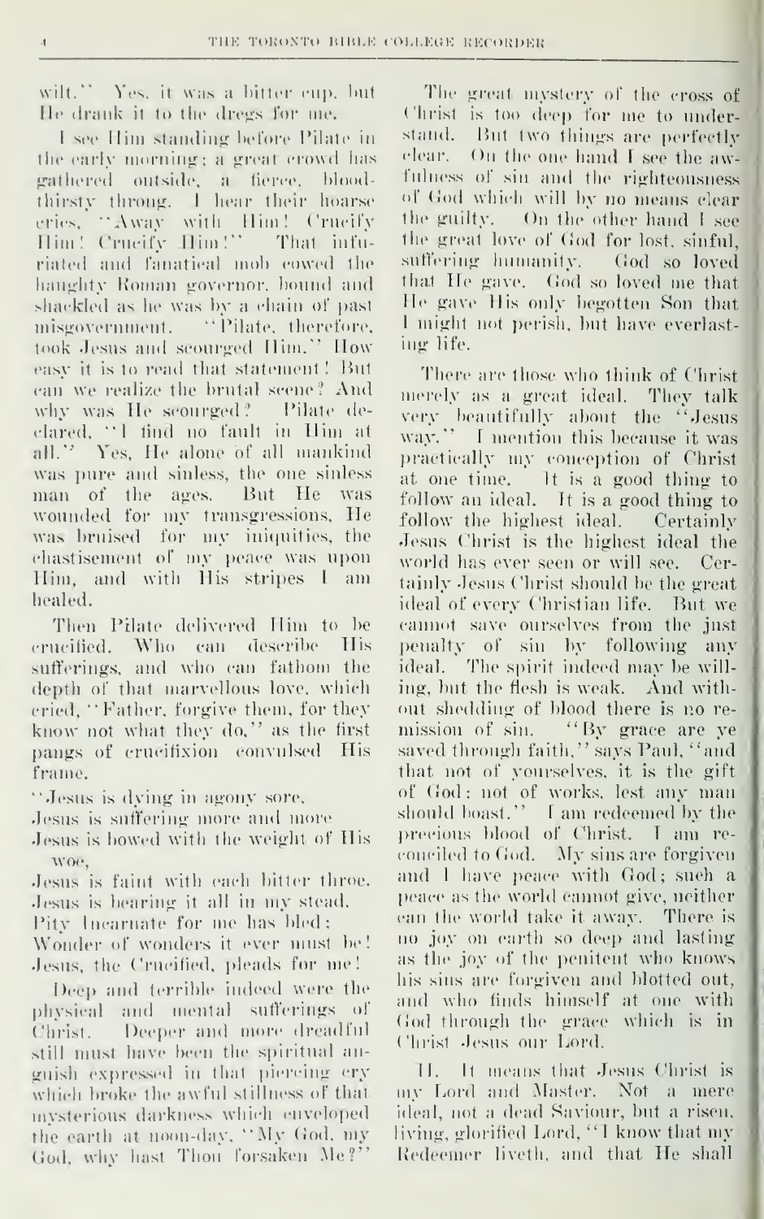wilt." Yes, it was a bitter cup, but He drank it to the dregs for me.

I see Him standing before Pilate in the early morning; a great crowd has gathered outside, a fierce, bloodthirsty throng. I hear their hoarse cries, "Away with Him! Crucify Him! Crucify Him!" That infuriated and fanatical mob cowed the haughty Roman governor, bound and shackled as he was by a chain of past misgovernment. "Pilate, therefore, took Jesus and scourged Him." How easy it is to read that statement! But can we realize the brutal scene? And why was He scourged? Pilate declared, "I find no fault in Him at all." Yes, He alone of all mankind was pure and sinless, the one sinless man of the ages. But He was wounded for my transgressions, He was bruised for my iniquities, the chastisement of my peace was upon Him, and with His stripes I am healed.

Then Pilate delivered Him to be crucified. Who can describe His sufferings, and who can fathom the depth of that marvellous love, which cried, "Father, forgive them, for they know not what they do," as the first pangs of crucifixion convulsed His frame.

"Jesus is dying in agony sore,
Jesus is suffering more and more
Jesus is bowed with the weight of His woe,
Jesus is faint with each bitter throe.
Jesus is bearing it all in my stead,
Pity Incarnate for me has bled;
Wonder of wonders it ever must be!
Jesus, the Crucified, pleads for me!

Deep and terrible indeed were the physical and mental sufferings of Christ. Deeper and more dreadful still must have been the spiritual anguish expressed in that piercing cry which broke the awful stillness of that mysterious darkness which enveloped the earth at noon-day, "My God, my God, why hast Thou forsaken Me?"

The great mystery of the cross of Christ is too deep for me to understand. But two things are perfectly clear. On the one hand I see the awfulness of sin and the righteousness of God which will by no means clear the guilty. On the other hand I see the great love of God for lost, sinful, suffering humanity. God so loved that He gave. God so loved me that He gave His only begotten Son that I might not perish, but have everlasting life.

There are those who think of Christ merely as a great ideal. They talk very beautifully about the "Jesus way." I mention this because it was practically my conception of Christ at one time. It is a good thing to follow an ideal. It is a good thing to follow the highest ideal. Certainly Jesus Christ is the highest ideal the world has ever seen or will see. Certainly Jesus Christ should be the great ideal of every Christian life. But we cannot save ourselves from the just penalty of sin by following any ideal. The spirit indeed may be willing, but the flesh is weak. And without shedding of blood there is no remission of sin. "By grace are ye saved through faith," says Paul, "and that not of yourselves, it is the gift of God; not of works, lest any man should boast." I am redeemed by the precious blood of Christ. I am reconciled to God. My sins are forgiven and I have peace with God; such a peace as the world cannot give, neither can the world take it away. There is no joy on earth so deep and lasting as the joy of the penitent who knows his sins are forgiven and blotted out, and who finds himself at one with God through the grace which is in Christ Jesus our Lord.

II. It means that Jesus Christ is my Lord and Master. Not a mere ideal, not a dead Saviour, but a risen, living, glorified Lord, "I know that my Redeemer liveth, and that He shall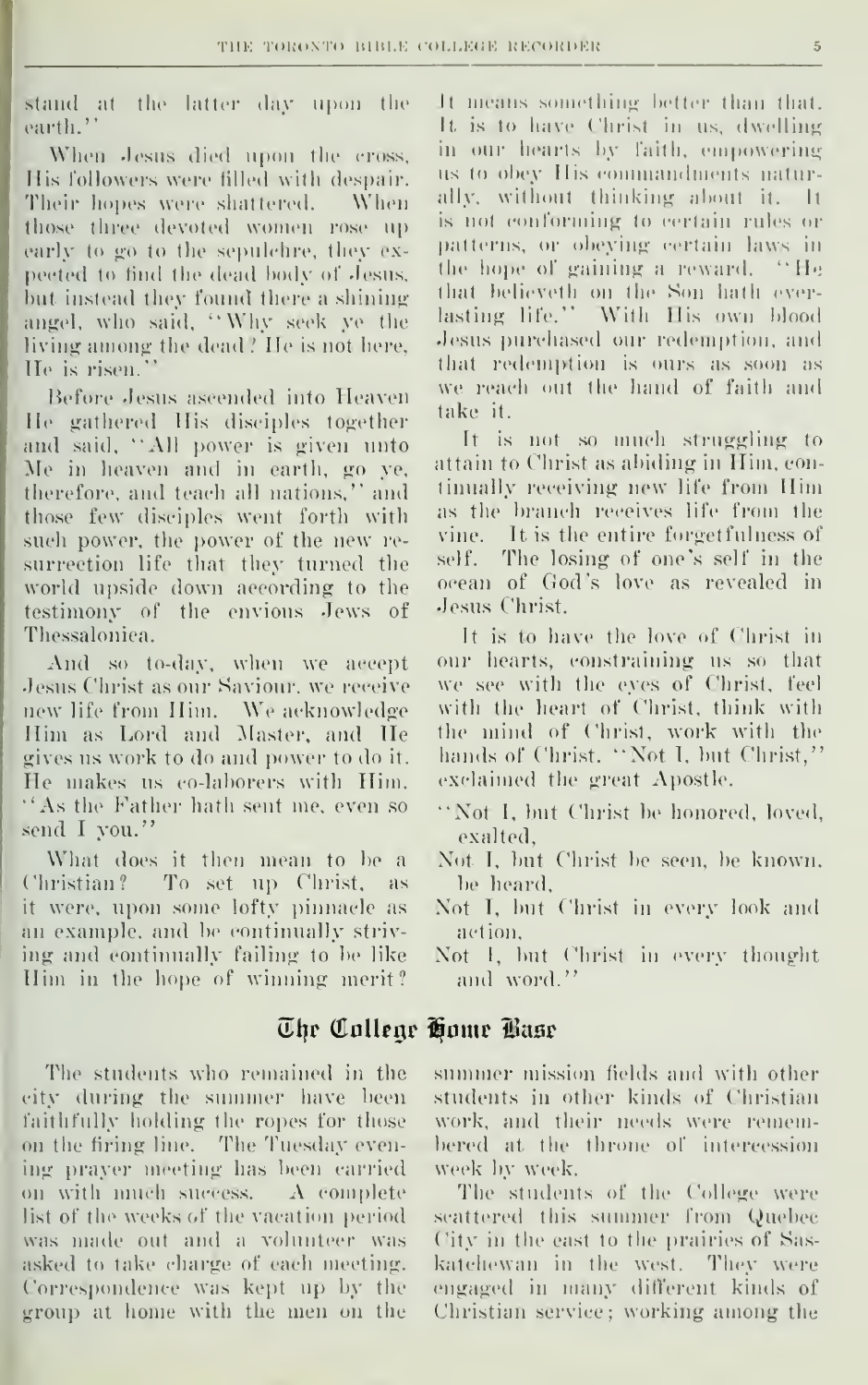stand at the latter day upon the earth."

When Jesus died upon the cross, His followers were filled with despair. Their hopes were shattered. When those three devoted women rose up early to go to the sepulchre, they expected to find the dead body of Jesus, but instead they found there a shining angel, who said, "Why seek ye the living among the dead? He is not here, He is risen."

Before Jesus ascended into Heaven He gathered His disciples together and said, "All power is given unto Me in heaven and in earth, go ye, therefore, and teach all nations," and those few disciples went forth with such power, the power of the new resurrection life that they turned the world upside down according to the testimony of the envious Jews of Thessalonica.

And so to-day, when we accept Jesus Christ as our Saviour, we receive new life from Him. We acknowledge Him as Lord and Master, and He gives us work to do and power to do it. He makes us co-laborers with Him. "As the Father hath sent me, even so send I you."

What does it then mean to be a Christian? To set up Christ, as it were, upon some lofty pinnacle as an example, and be continually striving and continually failing to be like Him in the hope of winning merit? It means something better than that. It is to have Christ in us, dwelling in our hearts by faith, empowering us to obey His commandments naturally, without thinking about it. It is not conforming to certain rules or patterns, or obeying certain laws in the hope of gaining a reward. "He that believeth on the Son hath everlasting life." With His own blood Jesus purchased our redemption, and that redemption is ours as soon as we reach out the hand of faith and take it.

It is not so much struggling to attain to Christ as abiding in Him, continually receiving new life from Him as the branch receives life from the vine. It is the entire forgetfulness of self. The losing of one's self in the ocean of God's love as revealed in Jesus Christ.

It is to have the love of Christ in our hearts, constraining us so that we see with the eyes of Christ, feel with the heart of Christ, think with the mind of Christ, work with the hands of Christ. "Not I, but Christ," exclaimed the great Apostle.

"Not I, but Christ be honored, loved, exalted,
Not I, but Christ be seen, be known, be heard,
Not I, but Christ in every look and action,
Not I, but Christ in every thought and word."

## The College Home Base

The students who remained in the city during the summer have been faithfully holding the ropes for those on the firing line. The Tuesday evening prayer meeting has been carried on with much success. A complete list of the weeks of the vacation period was made out and a volunteer was asked to take charge of each meeting. Correspondence was kept up by the group at home with the men on the summer mission fields and with other students in other kinds of Christian work, and their needs were remembered at the throne of intercession week by week.

The students of the College were scattered this summer from Quebec City in the east to the prairies of Saskatchewan in the west. They were engaged in many different kinds of Christian service; working among the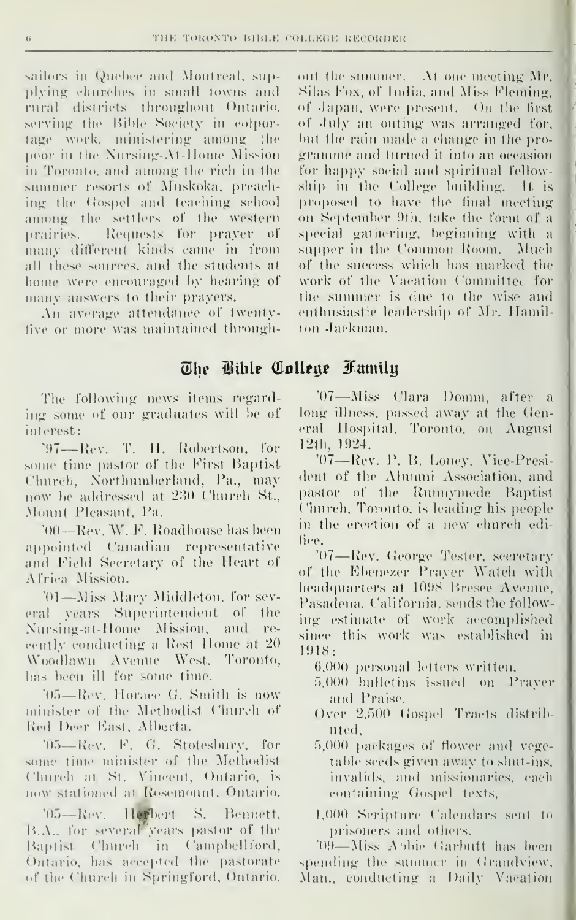sailors in Quebec and Montreal, supplying churches in small towns and rural districts throughout Ontario, serving the Bible Society in colportage work, ministering among the poor in the Nursing-At-Home Mission in Toronto, and among the rich in the summer resorts of Muskoka, preaching the Gospel and teaching school among the settlers of the western prairies. Requests for prayer of many different kinds came in from all these sources, and the students at home were encouraged by hearing of many answers to their prayers.

An average attendance of twenty-five or more was maintained throughout the summer. At one meeting Mr. Silas Fox, of India, and Miss Fleming, of Japan, were present. On the first of July an outing was arranged for, but the rain made a change in the programme and turned it into an occasion for happy social and spiritual fellowship in the College building. It is proposed to have the final meeting on September 9th, take the form of a special gathering, beginning with a supper in the Common Room. Much of the success which has marked the work of the Vacation Committee for the summer is due to the wise and enthusiastic leadership of Mr. Hamilton Jackman.

## The Bible College Family

The following news items regarding some of our graduates will be of interest:

'97—Rev. T. H. Robertson, for some time pastor of the First Baptist Church, Northumberland, Pa., may now be addressed at 230 Church St., Mount Pleasant, Pa.

'00—Rev. W. F. Roadhouse has been appointed Canadian representative and Field Secretary of the Heart of Africa Mission.

'01—Miss Mary Middleton, for several years Superintendent of the Nursing-at-Home Mission, and recently conducting a Rest Home at 20 Woodlawn Avenue West, Toronto, has been ill for some time.

'05—Rev. Horace G. Smith is now minister of the Methodist Church of Red Deer East, Alberta.

'05—Rev. F. G. Stotesbury, for some time minister of the Methodist Church at St. Vincent, Ontario, is now stationed at Rosemount, Ontario.

'05—Rev. Herbert S. Bennett, B.A., for several years pastor of the Baptist Church in Campbellford, Ontario, has accepted the pastorate of the Church in Springford, Ontario.

'07—Miss Clara Domm, after a long illness, passed away at the General Hospital, Toronto, on August 12th, 1924.

'07—Rev. P. B. Loney, Vice-President of the Alumni Association, and pastor of the Runnymede Baptist Church, Toronto, is leading his people in the erection of a new church edifice.

'07—Rev. George Tester, secretary of the Ebenezer Prayer Watch with headquarters at 1098 Bresee Avenue, Pasadena, California, sends the following estimate of work accomplished since this work was established in 1918:

- 6,000 personal letters written,
- 5,000 bulletins issued on Prayer and Praise,
- Over 2,500 Gospel Tracts distributed,
- 5,000 packages of flower and vegetable seeds given away to shut-ins, invalids, and missionaries, each containing Gospel texts,
- 1,000 Scripture Calendars sent to prisoners and others.

'09—Miss Abbie Garbutt has been spending the summer in Grandview, Man., conducting a Daily Vacation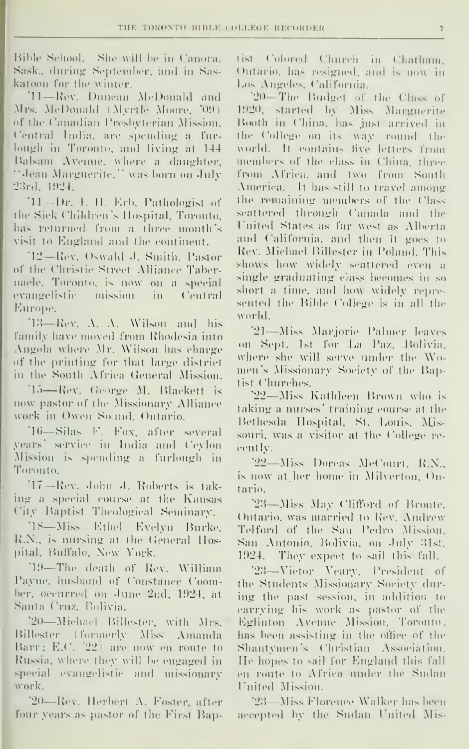Bible School. She will be in Canora, Sask., during September, and in Saskatoon for the winter.

'11—Rev. Duncan McDonald and Mrs. McDonald (Myrtle Moore, '09) of the Canadian Presbyterian Mission, Central India, are spending a furlough in Toronto, and living at 144 Balsam Avenue, where a daughter, "Jean Marguerite," was born on July 23rd, 1924.

'11—Dr. I. H. Erb, Pathologist of the Sick Children's Hospital, Toronto, has returned from a three month's visit to England and the continent.

'12—Rev. Oswald J. Smith, Pastor of the Christie Street Alliance Tabernacle, Toronto, is now on a special evangelistic mission in Central Europe.

'13—Rev. A. A. Wilson and his family have moved from Rhodesia into Angola where Mr. Wilson has charge of the printing for that large district in the South Africa General Mission.

'15—Rev. George M. Blackett is now pastor of the Missionary Alliance work in Owen Sound, Ontario.

'16—Silas F. Fox, after several years' service in India and Ceylon Mission is spending a furlough in Toronto.

'17—Rev. John J. Roberts is taking a special course at the Kansas City Baptist Theological Seminary.

'18—Miss Ethel Evelyn Burke, R.N., is nursing at the General Hospital, Buffalo, New York.

'19—The death of Rev. William Payne, husband of Constance Coomber, occurred on June 2nd, 1924, at Santa Cruz, Bolivia.

'20—Michael Billester, with Mrs. Billester (formerly Miss Amanda Barr; E.C. '22) are now en route to Russia, where they will be engaged in special evangelistic and missionary work.

'20—Rev. Herbert A. Foster, after four years as pastor of the First Baptist Colored Church in Chatham, Ontario, has resigned, and is now in Los Angeles, California.

'20—The Budget of the Class of 1920, started by Miss Marguerite Booth in China, has just arrived in the College on its way round the world. It contains five letters from members of the class in China, three from Africa, and two from South America. It has still to travel among the remaining members of the Class scattered through Canada and the United States as far west as Alberta and California, and then it goes to Rev. Michael Billester in Poland. This shows how widely scattered even a single graduating class becomes in so short a time, and how widely represented the Bible College is in all the world.

'21—Miss Marjorie Palmer leaves on Sept. 1st for La Paz, Bolivia, where she will serve under the Women's Missionary Society of the Baptist Churches.

'22—Miss Kathleen Brown who is taking a nurses' training course at the Bethesda Hospital, St. Louis, Missouri, was a visitor at the College recently.

'22—Miss Dorcas McCourt, R.N., is now at her home in Milverton, Ontario.

'23—Miss May Clifford of Bronte, Ontario, was married to Rev. Andrew Telford of the San Pedro Mission, San Antonio, Bolivia, on July 31st, 1924. They expect to sail this fall.

'23—Victor Veary, President of the Students Missionary Society during the past session, in addition to carrying his work as pastor of the Eglinton Avenue Mission, Toronto, has been assisting in the office of the Shantymen's Christian Association. He hopes to sail for England this fall en route to Africa under the Sudan United Mission.

'23—Miss Florence Walker has been accepted by the Sudan United Mis-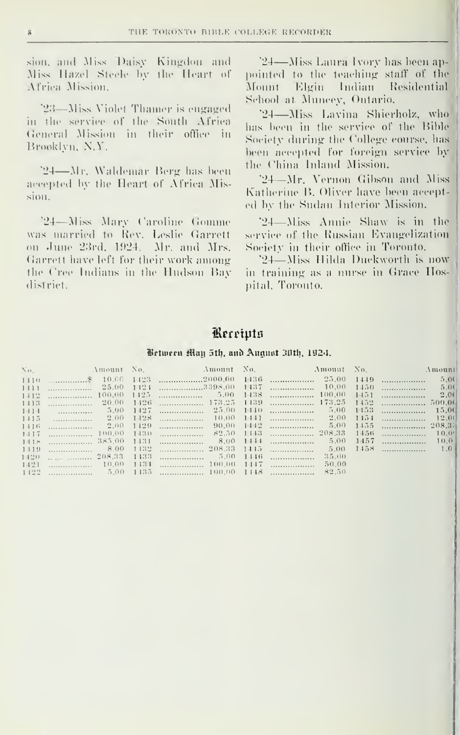sion, and Miss Daisy Kingdon and Miss Hazel Steele by the Heart of Africa Mission.

'23—Miss Violet Thamer is engaged in the service of the South Africa General Mission in their office in Brooklyn, N.Y.

'24—Mr. Waldemar Berg has been accepted by the Heart of Africa Mission.

'24—Miss Mary Caroline Gomme was married to Rev. Leslie Garrett on June 23rd, 1924. Mr. and Mrs. Garrett have left for their work among the Cree Indians in the Hudson Bay district.

'24—Miss Laura Ivory has been appointed to the teaching staff of the Mount Elgin Indian Residential School at Muncey, Ontario.

'24—Miss Lavina Shierholz, who has been in the service of the Bible Society during the College course, has been accepted for foreign service by the China Inland Mission.

'24—Mr. Vernon Gibson and Miss Katherine B. Oliver have been accepted by the Sudan Interior Mission.

'24—Miss Annie Shaw is in the service of the Russian Evangelization Society in their office in Toronto.

'24—Miss Hilda Duckworth is now in training as a nurse in Grace Hospital, Toronto.

## Receipts

### Between May 5th, and August 30th, 1924.

| No. | Amount | No. | Amount | No. | Amount | No. | Amount |
|---|---|---|---|---|---|---|---|
| 1410 | $ 10.00 | 1423 | 2000.00 | 1436 | 25.00 | 1449 | 5.00 |
| 1411 | 25.00 | 1424 | 3398.00 | 1437 | 10.00 | 1450 | 5.00 |
| 1412 | 100.00 | 1425 | 5.00 | 1438 | 100.00 | 1451 | 2.00 |
| 1413 | 20.00 | 1426 | 173.25 | 1439 | 173.25 | 1452 | 500.00 |
| 1414 | 5.00 | 1427 | 25.00 | 1440 | 5.00 | 1453 | 15.00 |
| 1415 | 2.00 | 1428 | 10.00 | 1441 | 2.00 | 1454 | 12.00 |
| 1416 | 2.00 | 1429 | 90.00 | 1442 | 5.00 | 1455 | 208.33 |
| 1417 | 100.00 | 1430 | 82.50 | 1443 | 208.33 | 1456 | 10.00 |
| 1418 | 385.00 | 1431 | 8.00 | 1444 | 5.00 | 1457 | 10.00 |
| 1419 | 8.00 | 1432 | 208.33 | 1445 | 5.00 | 1458 | 1.00 |
| 1420 | 208.33 | 1433 | 5.00 | 1446 | 35.00 | | |
| 1421 | 10.00 | 1434 | 100.00 | 1447 | 50.00 | | |
| 1422 | 5.00 | 1435 | 100.00 | 1448 | 82.50 | | |